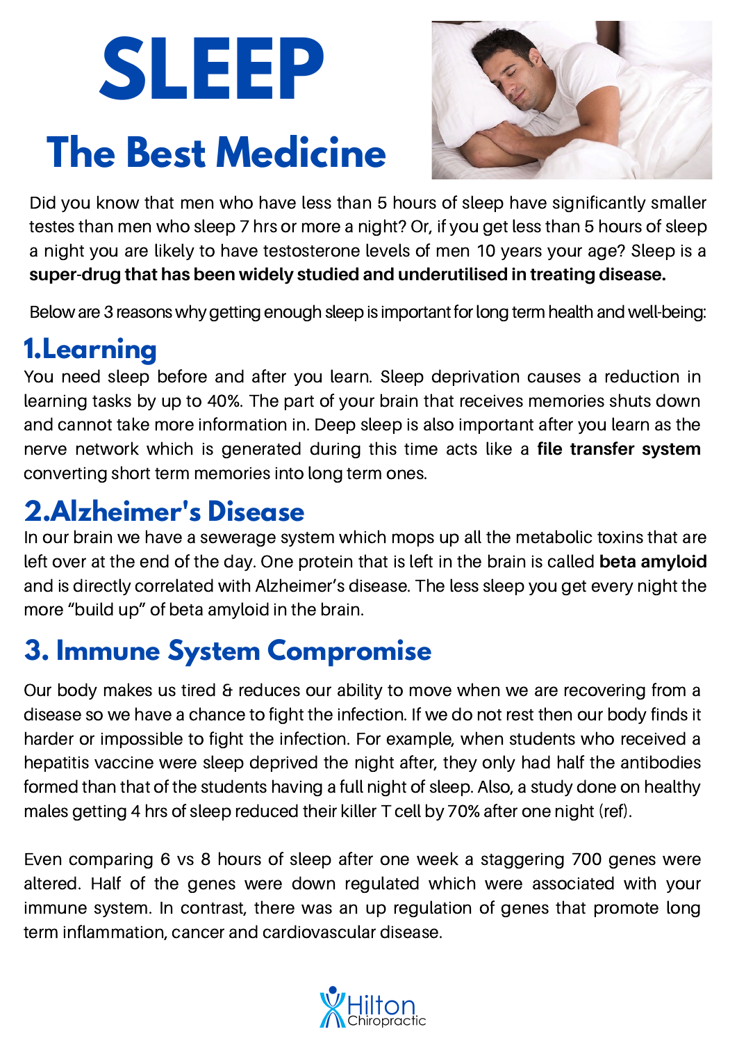# SLEEP

## The Best Medicine

Did you know that men who have less than 5 hours of sleep have significantly smaller testes than men who sleep 7 hrs or more a night? Or, if you get less than 5 hours of sleep a night you are likely to have testosterone levels of men 10 years your age? Sleep is a **super-drug that has been widely studied and underutilised in treating disease.**

Below are 3 reasons why getting enough sleep is important for long term health and well-being:

## 1.Learning

You need sleep before and after you learn. Sleep deprivation causes a reduction in learning tasks by up to 40%. The part of your brain that receives memories shuts down and cannot take more information in. Deep sleep is also important after you learn as the nerve network which is generated during this time acts like a **file transfer system** converting short term memories into long term ones.

## 2.Alzheimer's Disease

In our brain we have a sewerage system which mops up all the metabolic toxins that are left over at the end of the day. One protein that is left in the brain is called **beta amyloid** and is directly correlated with Alzheimer's disease. The less sleep you get every night the more "build up" of beta amyloid in the brain.

## 3. Immune System Compromise

Our body makes us tired & reduces our ability to move when we are recovering from a disease so we have a chance to fight the infection. If we do not rest then our body finds it harder or impossible to fight the infection. For example, when students who received a hepatitis vaccine were sleep deprived the night after, they only had half the antibodies formed than that of the students having a full night of sleep. Also, a study done on healthy males getting 4 hrs of sleep reduced their killer T cell by 70% after one night (ref).

Even comparing 6 vs 8 hours of sleep after one week a staggering 700 genes were altered. Half of the genes were down regulated which were associated with your immune system. In contrast, there was an up regulation of genes that promote long term inflammation, cancer and cardiovascular disease.

Hilton Chiropractic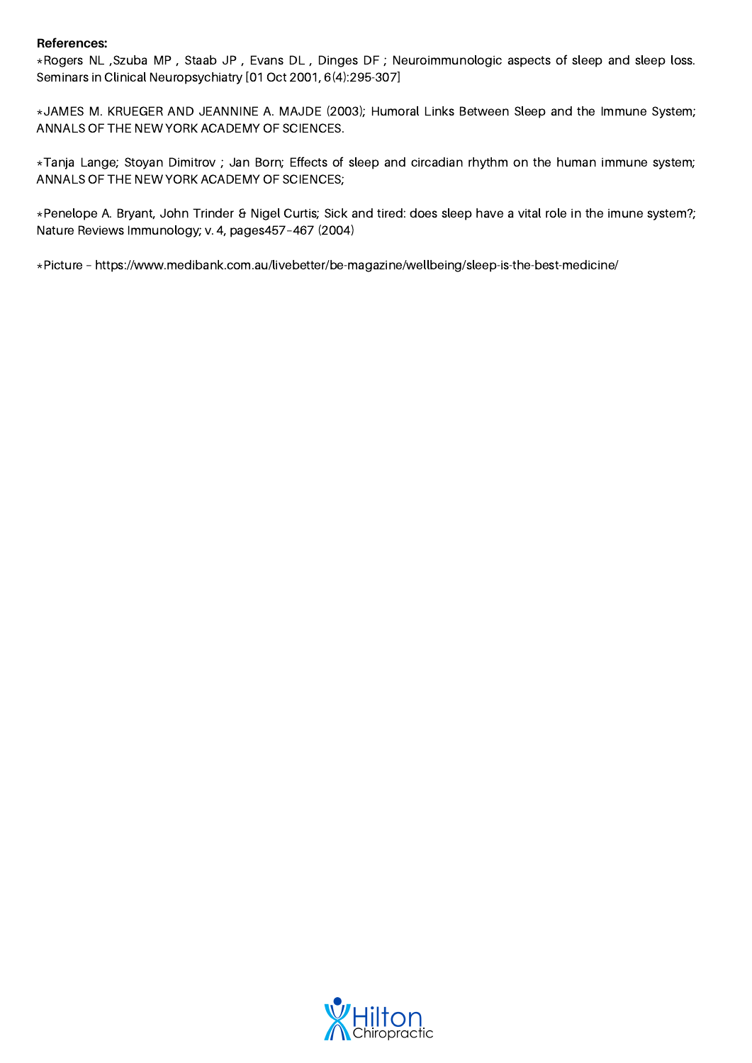**References:**

⋆Rogers NL ,Szuba MP , Staab JP , Evans DL , Dinges DF ; Neuroimmunologic aspects of sleep and sleep loss. Seminars in Clinical Neuropsychiatry [01 Oct 2001, 6(4):295-307]

⋆JAMES M. KRUEGER AND JEANNINE A. MAJDE (2003); Humoral Links Between Sleep and the Immune System; ANNALS OF THE NEW YORK ACADEMY OF SCIENCES.

⋆Tanja Lange; Stoyan Dimitrov ; Jan Born; Effects of sleep and circadian rhythm on the human immune system; ANNALS OF THE NEW YORK ACADEMY OF SCIENCES;

⋆Penelope A. Bryant, John Trinder & Nigel Curtis; Sick and tired: does sleep have a vital role in the imune system?; Nature Reviews Immunology; v. 4, pages457–467 (2004)

⋆Picture – https://www.medibank.com.au/livebetter/be-magazine/wellbeing/sleep-is-the-best-medicine/

Hilton Chiropractic